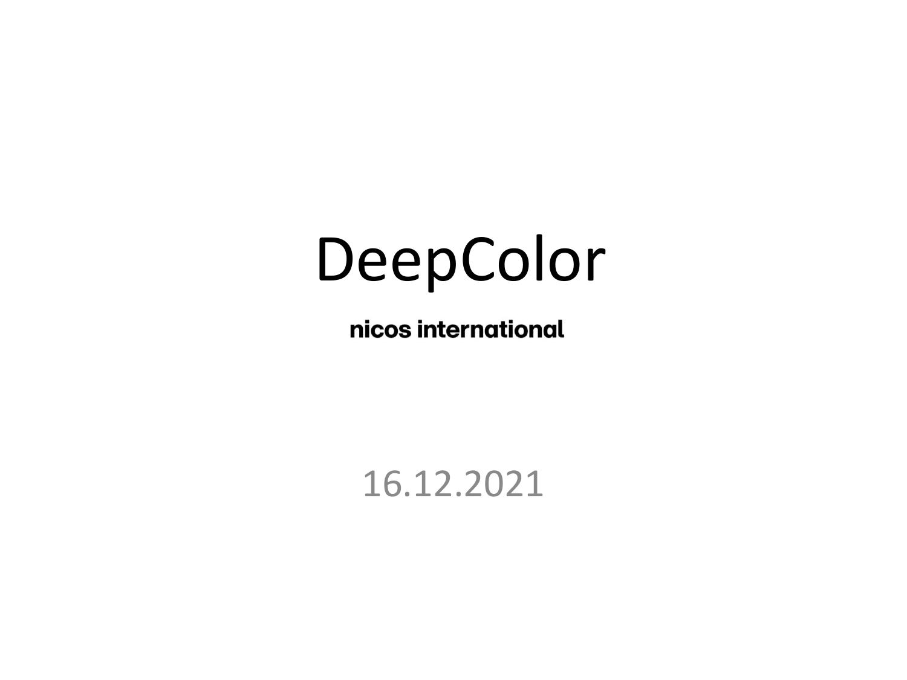# DeepColor

**nicos international**

16.12.2021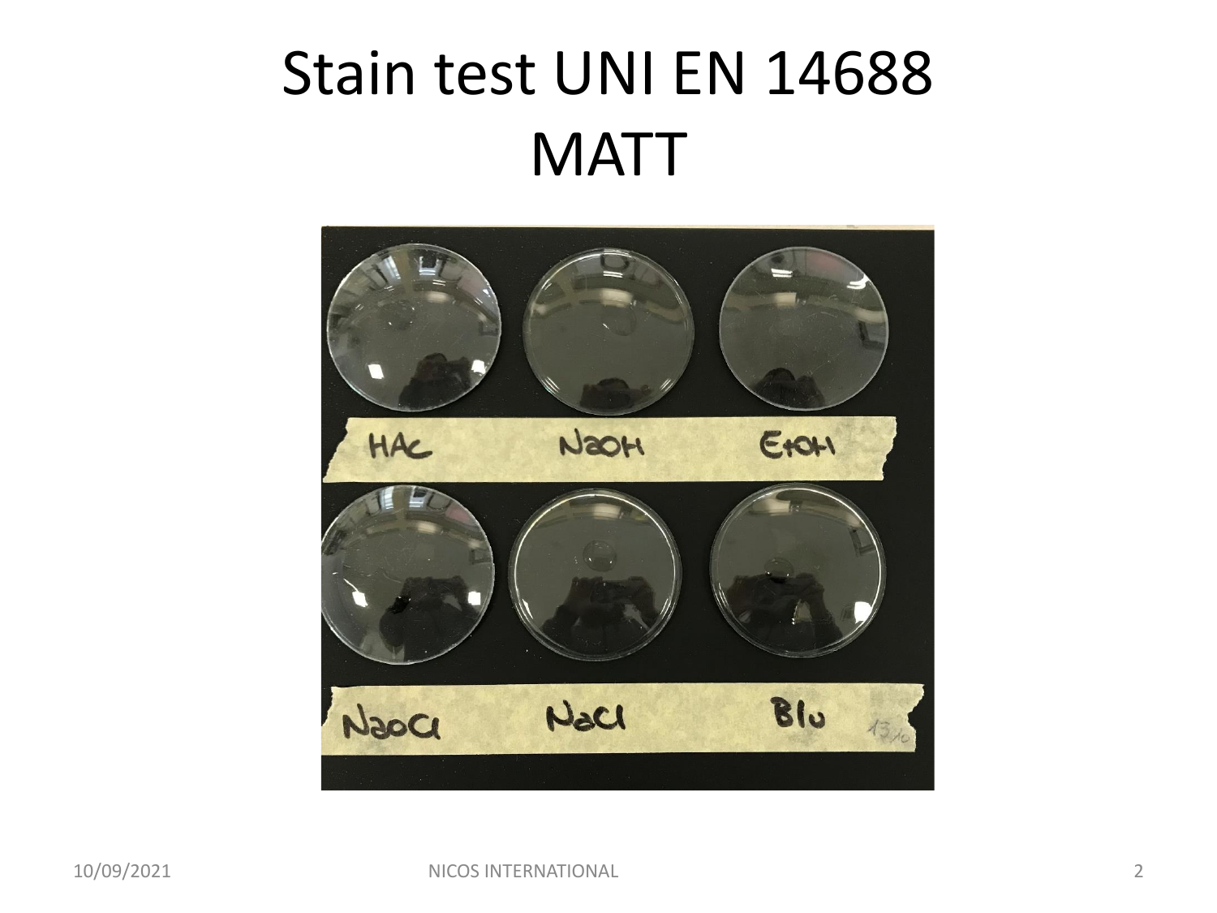# Stain test UNI EN 14688 MATT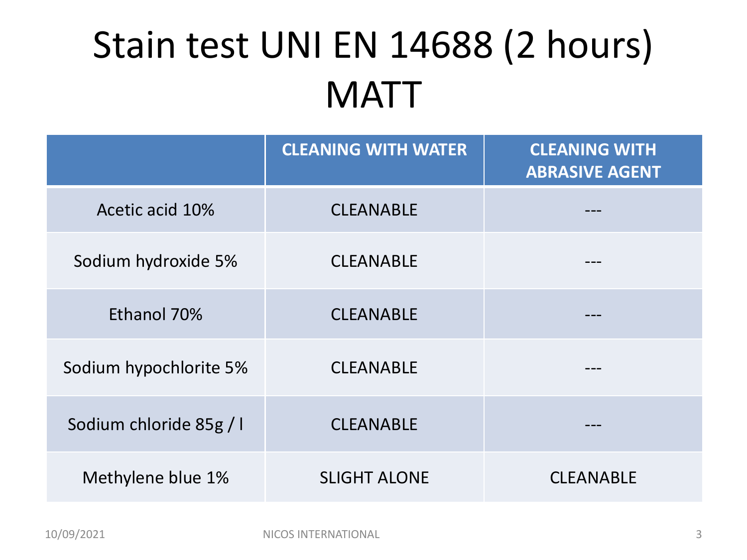# Stain test UNI EN 14688 (2 hours) MATT

| | CLEANING WITH WATER | CLEANING WITH ABRASIVE AGENT |
|---|---|---|
| Acetic acid 10% | CLEANABLE | --- |
| Sodium hydroxide 5% | CLEANABLE | --- |
| Ethanol 70% | CLEANABLE | --- |
| Sodium hypochlorite 5% | CLEANABLE | --- |
| Sodium chloride 85g / l | CLEANABLE | --- |
| Methylene blue 1% | SLIGHT ALONE | CLEANABLE |

10/09/2021 NICOS INTERNATIONAL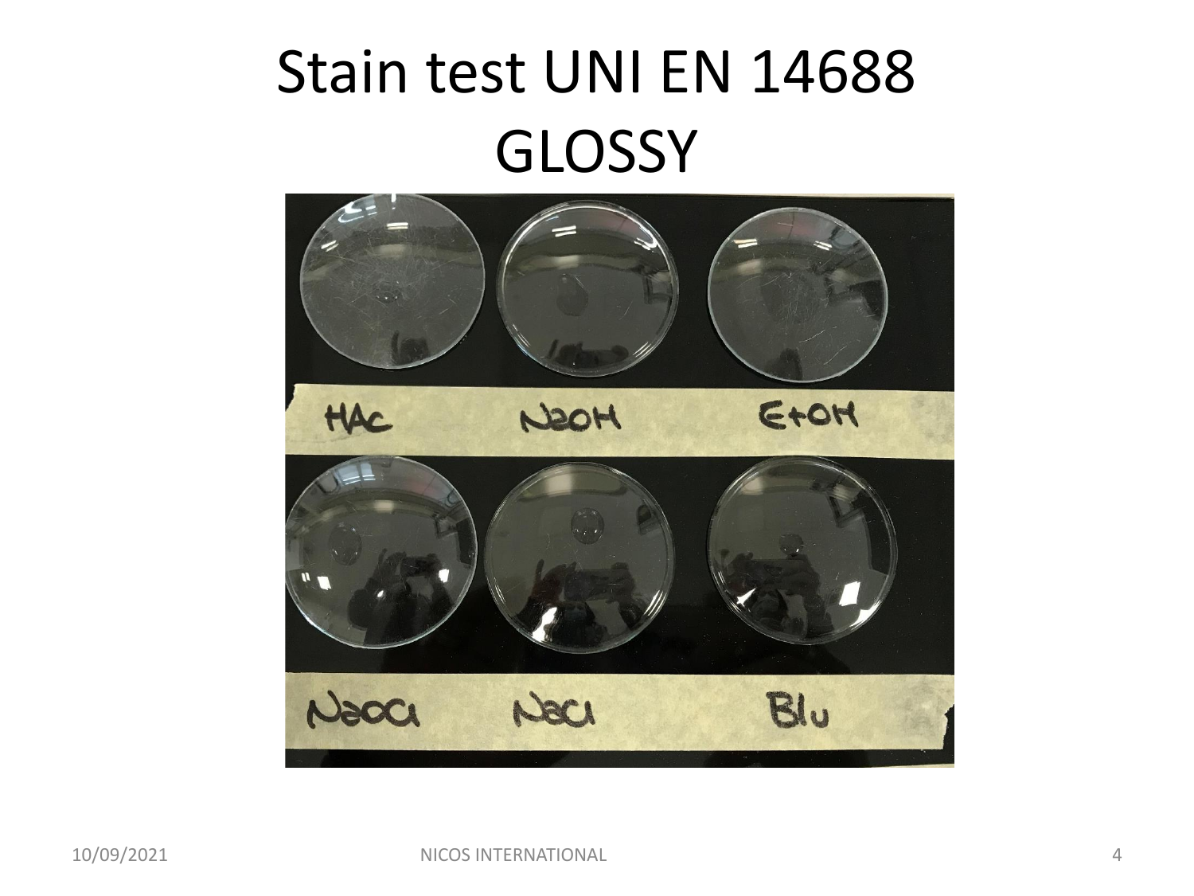# Stain test UNI EN 14688 GLOSSY

HAc NaOH EtOH

NaOCl NaCl Blu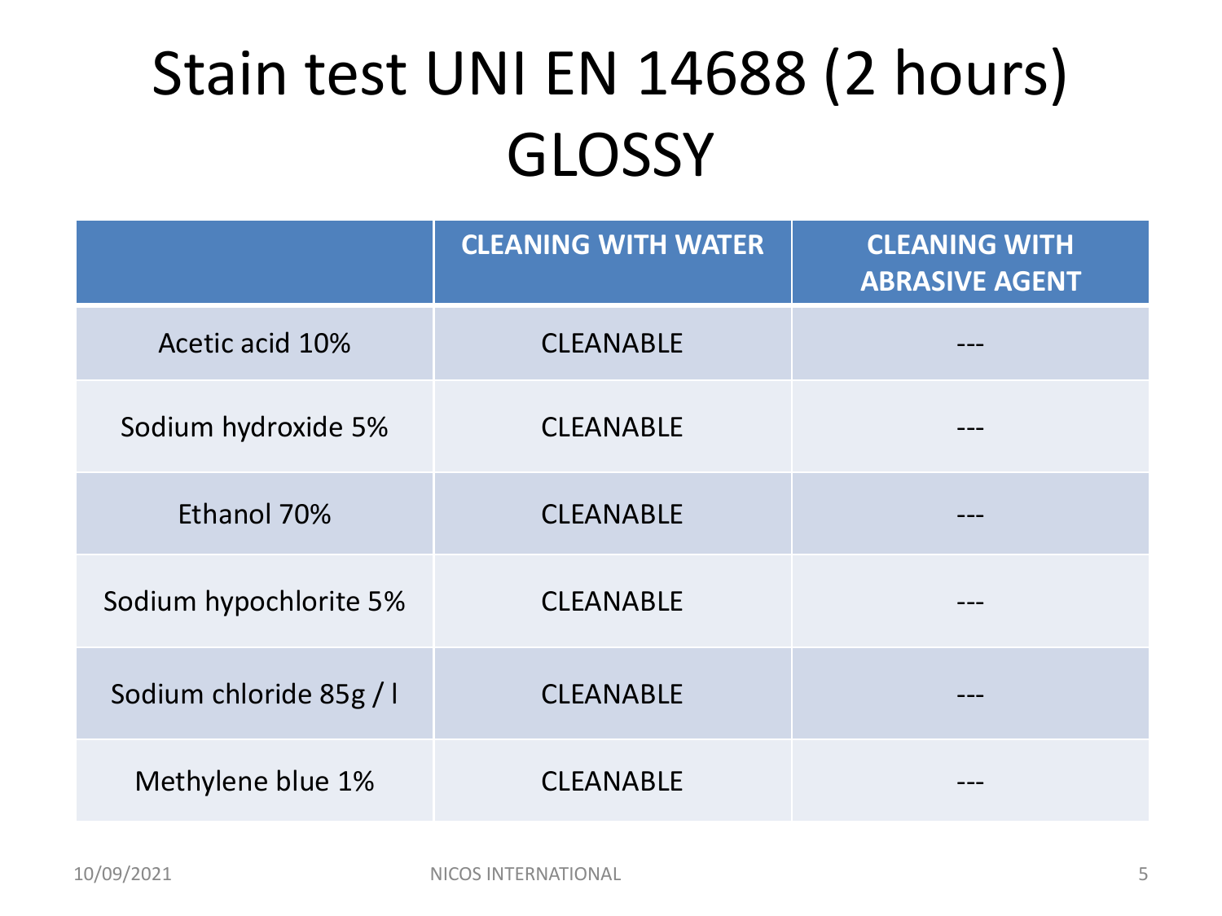# Stain test UNI EN 14688 (2 hours) GLOSSY

| | CLEANING WITH WATER | CLEANING WITH ABRASIVE AGENT |
|---|---|---|
| Acetic acid 10% | CLEANABLE | --- |
| Sodium hydroxide 5% | CLEANABLE | --- |
| Ethanol 70% | CLEANABLE | --- |
| Sodium hypochlorite 5% | CLEANABLE | --- |
| Sodium chloride 85g / l | CLEANABLE | --- |
| Methylene blue 1% | CLEANABLE | --- |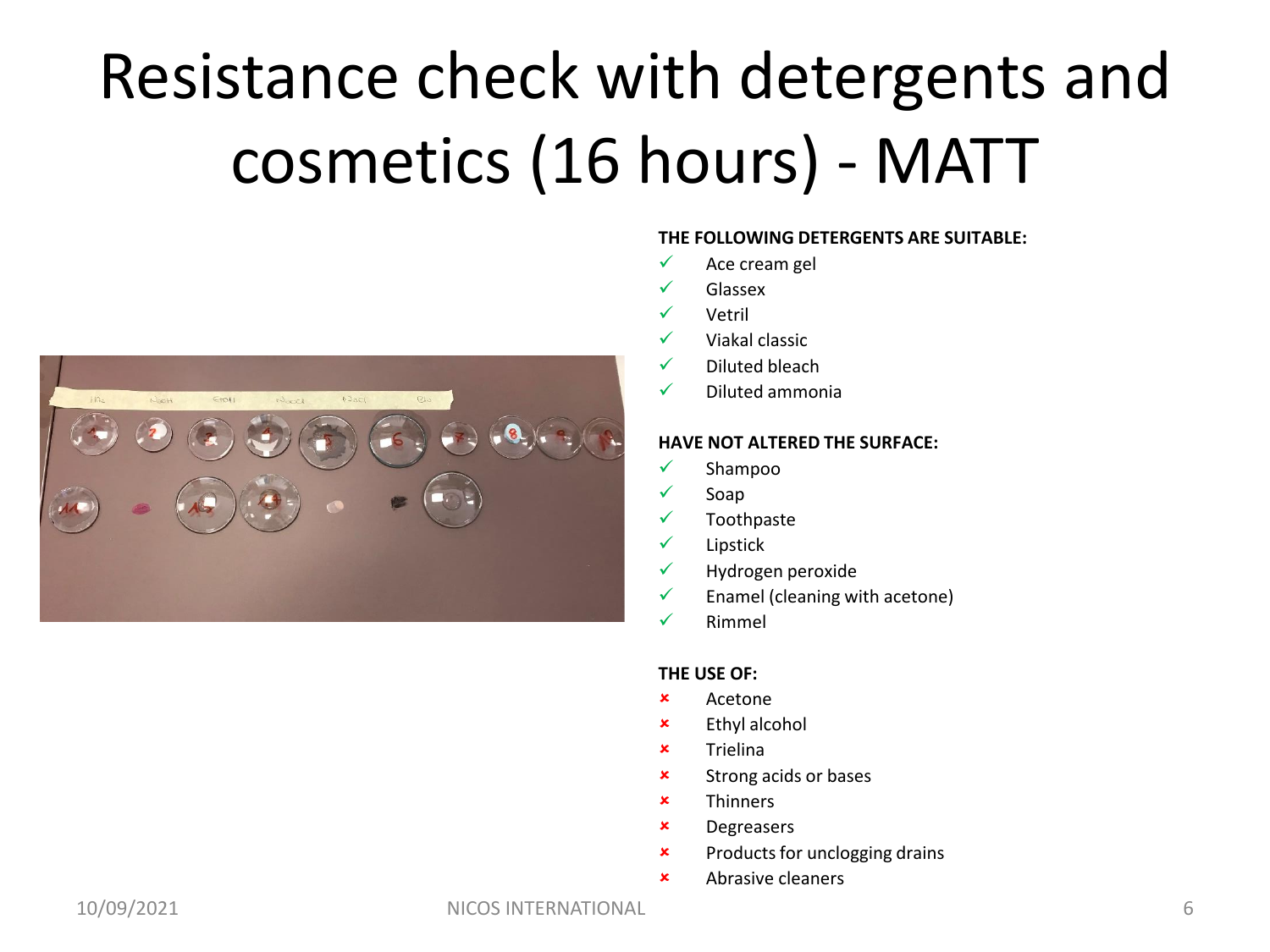# Resistance check with detergents and cosmetics (16 hours) - MATT

**THE FOLLOWING DETERGENTS ARE SUITABLE:**

- ✓ Ace cream gel
- ✓ Glassex
- ✓ Vetril
- ✓ Viakal classic
- ✓ Diluted bleach
- ✓ Diluted ammonia

**HAVE NOT ALTERED THE SURFACE:**

- ✓ Shampoo
- ✓ Soap
- ✓ Toothpaste
- ✓ Lipstick
- ✓ Hydrogen peroxide
- ✓ Enamel (cleaning with acetone)
- ✓ Rimmel

**THE USE OF:**

- ✗ Acetone
- ✗ Ethyl alcohol
- ✗ Trielina
- ✗ Strong acids or bases
- ✗ Thinners
- ✗ Degreasers
- ✗ Products for unclogging drains
- ✗ Abrasive cleaners

10/09/2021 NICOS INTERNATIONAL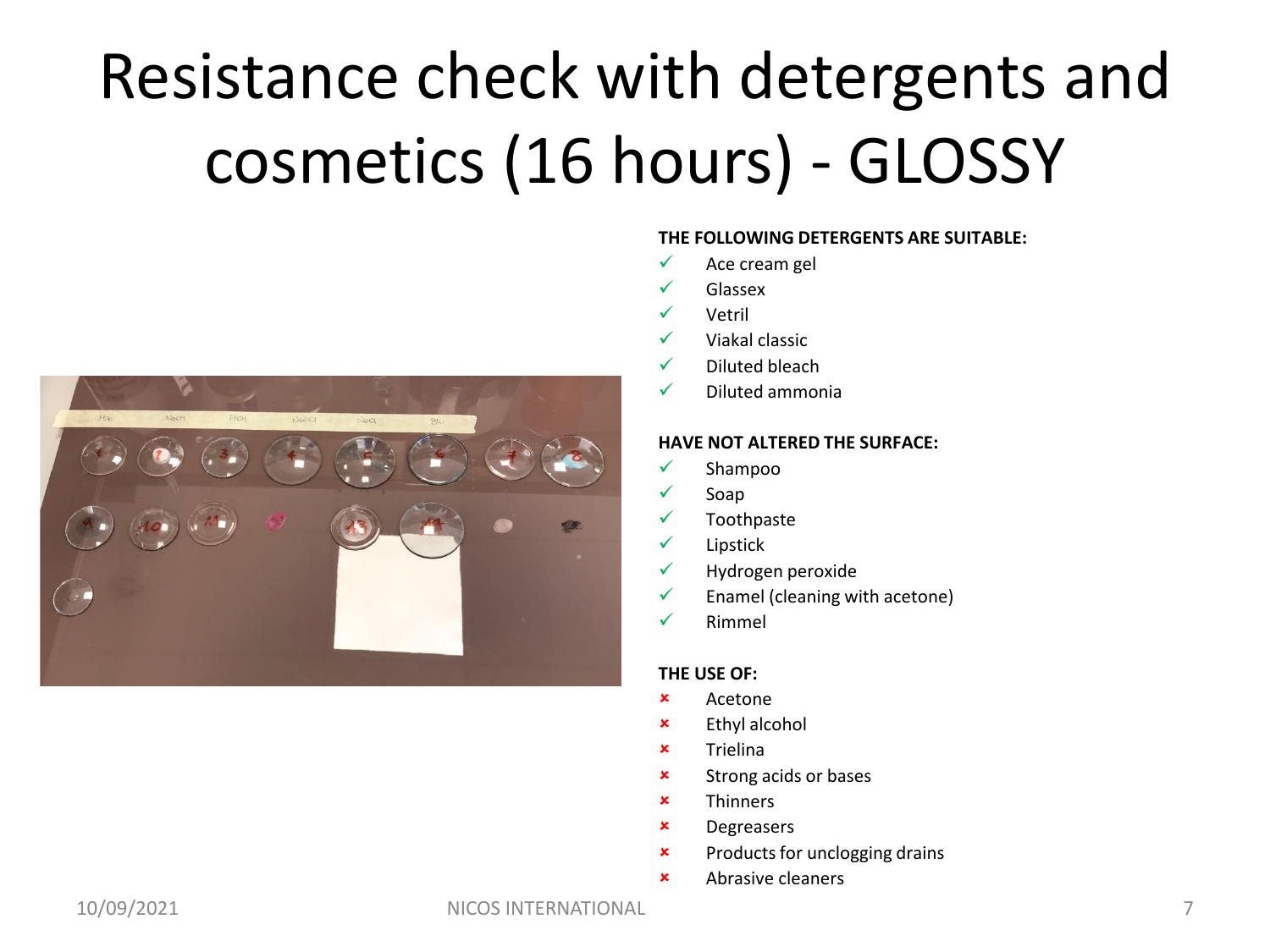# Resistance check with detergents and cosmetics (16 hours) - GLOSSY

**THE FOLLOWING DETERGENTS ARE SUITABLE:**

- ✓ Ace cream gel
- ✓ Glassex
- ✓ Vetril
- ✓ Viakal classic
- ✓ Diluted bleach
- ✓ Diluted ammonia

**HAVE NOT ALTERED THE SURFACE:**

- ✓ Shampoo
- ✓ Soap
- ✓ Toothpaste
- ✓ Lipstick
- ✓ Hydrogen peroxide
- ✓ Enamel (cleaning with acetone)
- ✓ Rimmel

**THE USE OF:**

- ✗ Acetone
- ✗ Ethyl alcohol
- ✗ Trielina
- ✗ Strong acids or bases
- ✗ Thinners
- ✗ Degreasers
- ✗ Products for unclogging drains
- ✗ Abrasive cleaners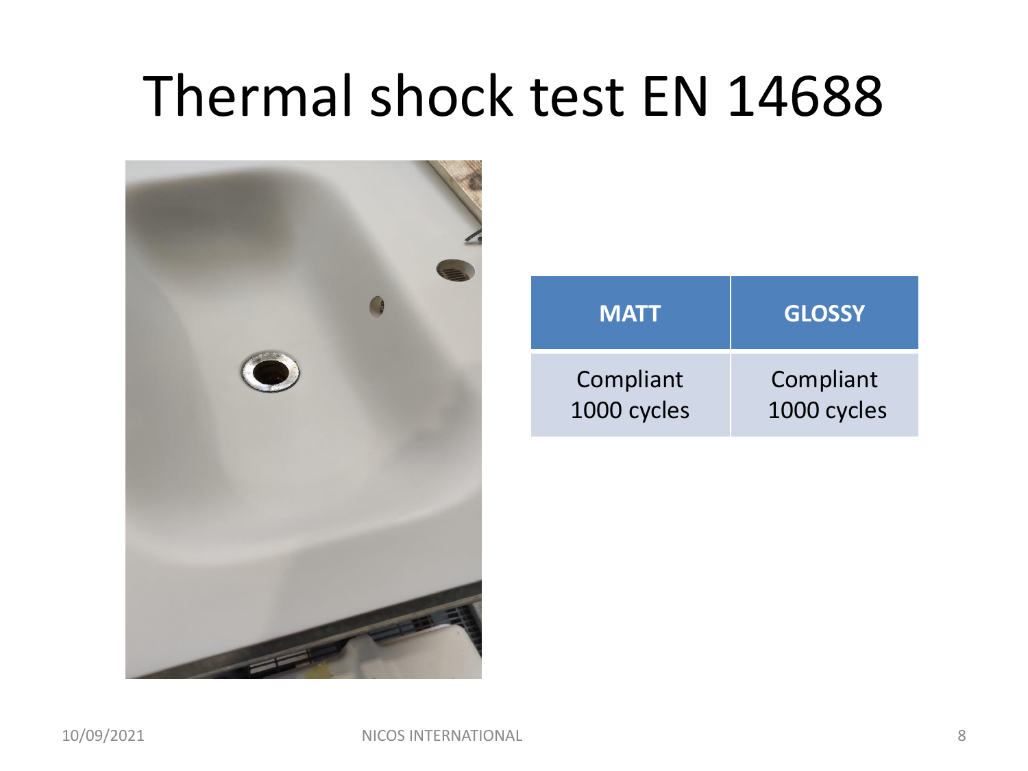# Thermal shock test EN 14688

| MATT | GLOSSY |
| --- | --- |
| Compliant 1000 cycles | Compliant 1000 cycles |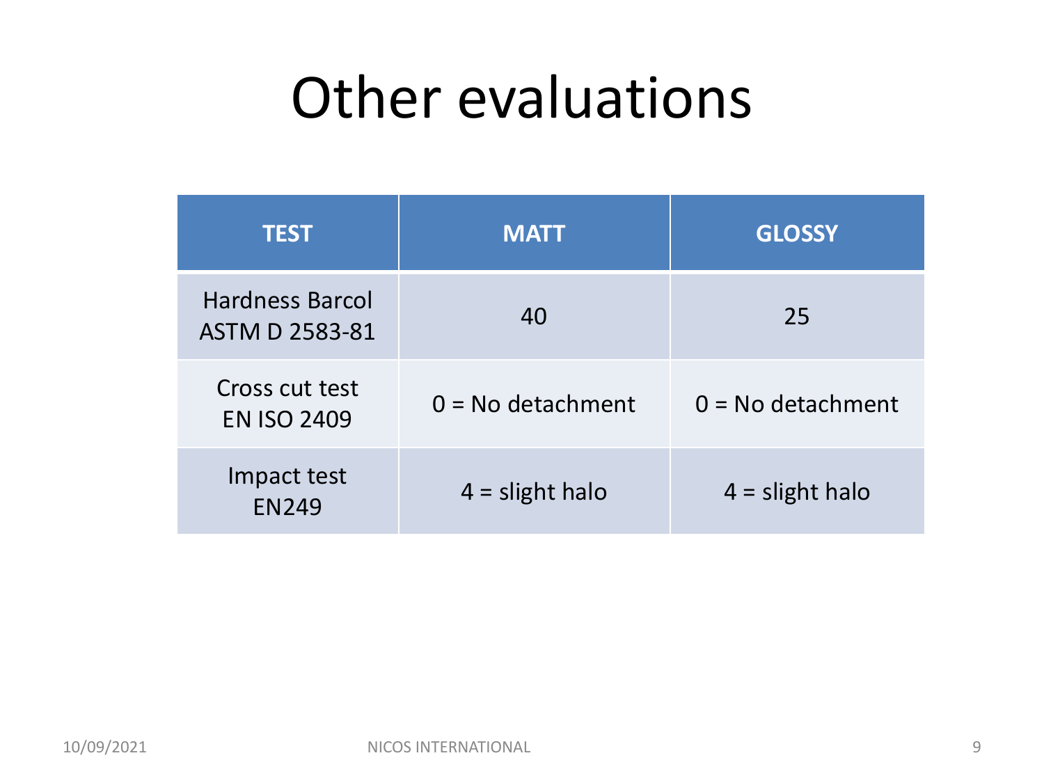# Other evaluations

| TEST | MATT | GLOSSY |
|---|---|---|
| Hardness Barcol ASTM D 2583-81 | 40 | 25 |
| Cross cut test EN ISO 2409 | 0 = No detachment | 0 = No detachment |
| Impact test EN249 | 4 = slight halo | 4 = slight halo |